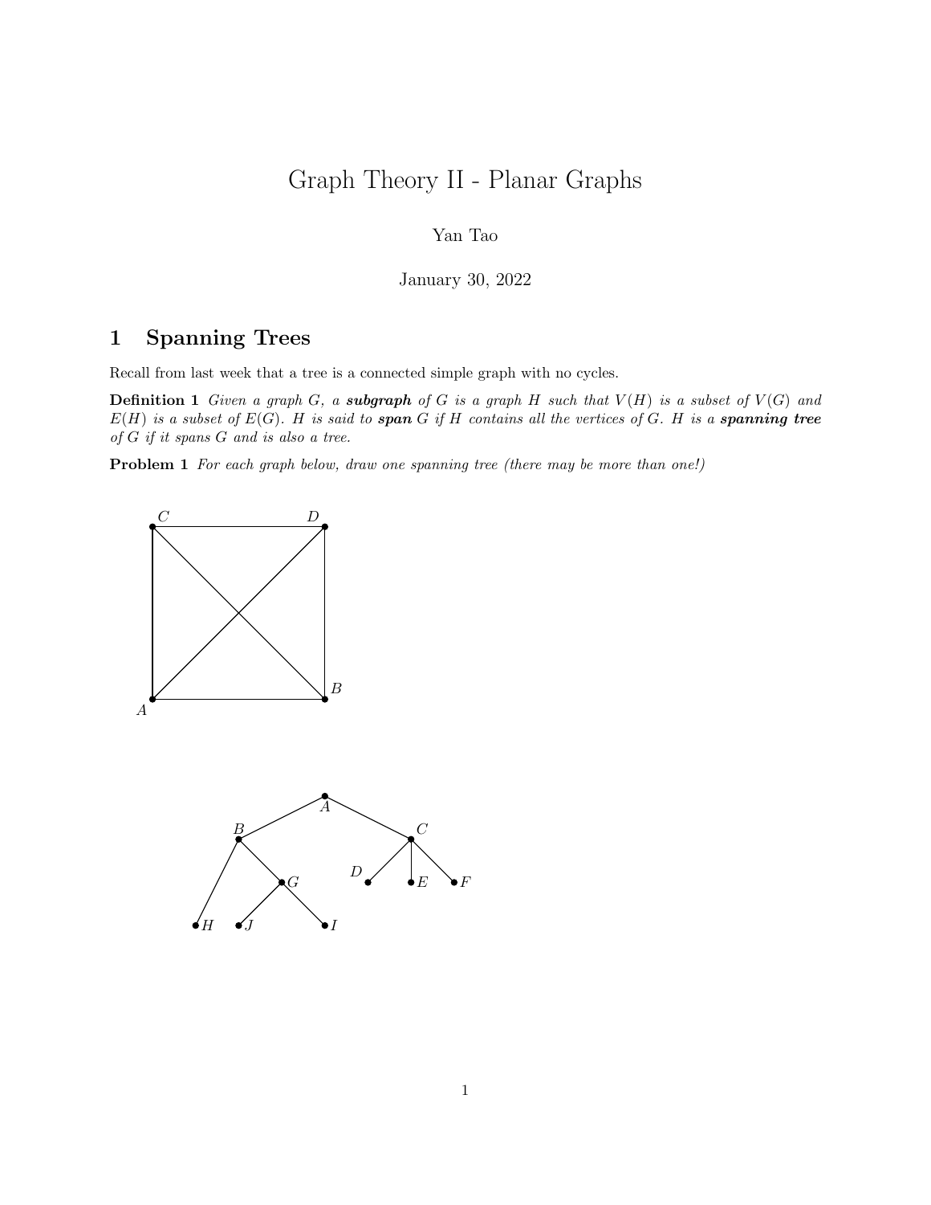# Graph Theory II - Planar Graphs

Yan Tao

January 30, 2022

## 1 Spanning Trees

Recall from last week that a tree is a connected simple graph with no cycles.

**Definition 1** *Given a graph $G$, a* ***subgraph*** *of $G$ is a graph $H$ such that $V(H)$ is a subset of $V(G)$ and $E(H)$ is a subset of $E(G)$. $H$ is said to* ***span*** *$G$ if $H$ contains all the vertices of $G$. $H$ is a* ***spanning tree*** *of $G$ if it spans $G$ and is also a tree.*

**Problem 1** *For each graph below, draw one spanning tree (there may be more than one!)*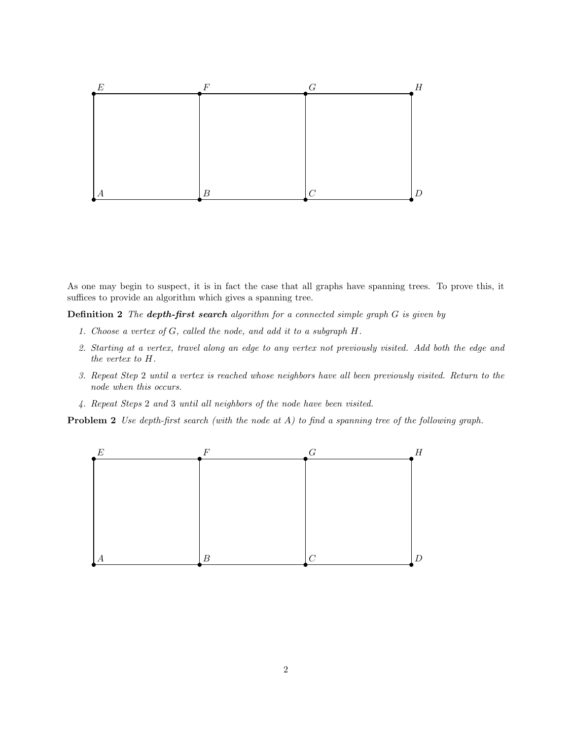As one may begin to suspect, it is in fact the case that all graphs have spanning trees. To prove this, it suffices to provide an algorithm which gives a spanning tree.

**Definition 2** *The* ***depth-first search*** *algorithm for a connected simple graph $G$ is given by*

1. *Choose a vertex of $G$, called the node, and add it to a subgraph $H$.*
2. *Starting at a vertex, travel along an edge to any vertex not previously visited. Add both the edge and the vertex to $H$.*
3. *Repeat Step 2 until a vertex is reached whose neighbors have all been previously visited. Return to the node when this occurs.*
4. *Repeat Steps 2 and 3 until all neighbors of the node have been visited.*

**Problem 2** *Use depth-first search (with the node at $A$) to find a spanning tree of the following graph.*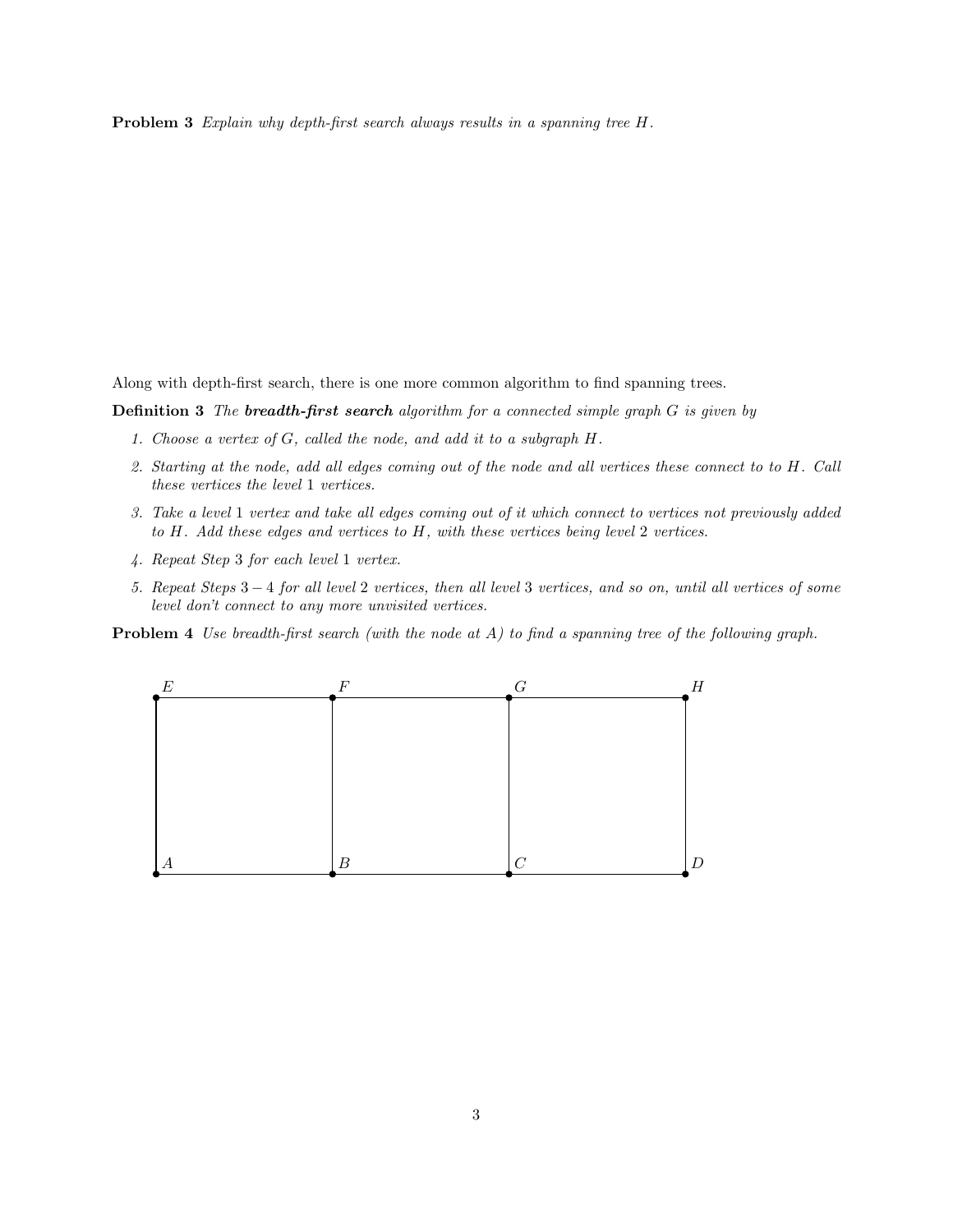**Problem 3** *Explain why depth-first search always results in a spanning tree $H$.*

Along with depth-first search, there is one more common algorithm to find spanning trees.

**Definition 3** *The* ***breadth-first search*** *algorithm for a connected simple graph $G$ is given by*

1. *Choose a vertex of $G$, called the node, and add it to a subgraph $H$.*
2. *Starting at the node, add all edges coming out of the node and all vertices these connect to to $H$. Call these vertices the level $1$ vertices.*
3. *Take a level $1$ vertex and take all edges coming out of it which connect to vertices not previously added to $H$. Add these edges and vertices to $H$, with these vertices being level $2$ vertices.*
4. *Repeat Step $3$ for each level $1$ vertex.*
5. *Repeat Steps $3-4$ for all level $2$ vertices, then all level $3$ vertices, and so on, until all vertices of some level don't connect to any more unvisited vertices.*

**Problem 4** *Use breadth-first search (with the node at $A$) to find a spanning tree of the following graph.*

E F G H

A B C D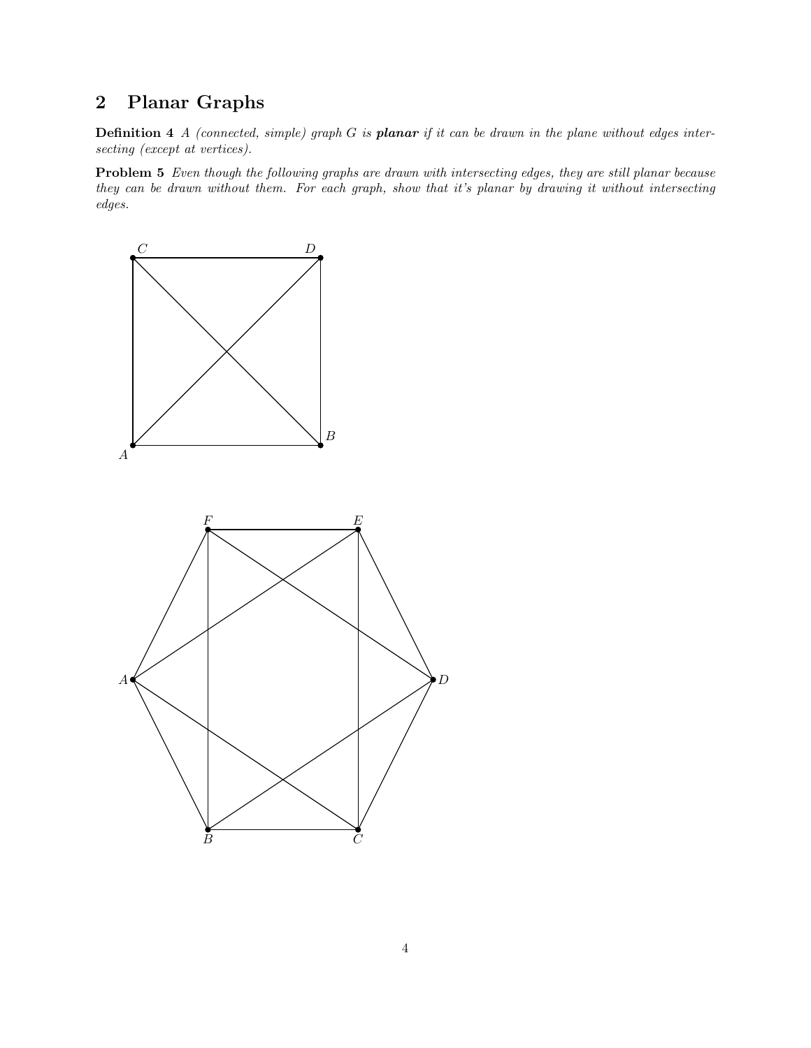# 2 Planar Graphs

**Definition 4** *A (connected, simple) graph G is* ***planar*** *if it can be drawn in the plane without edges intersecting (except at vertices).*

**Problem 5** *Even though the following graphs are drawn with intersecting edges, they are still planar because they can be drawn without them. For each graph, show that it's planar by drawing it without intersecting edges.*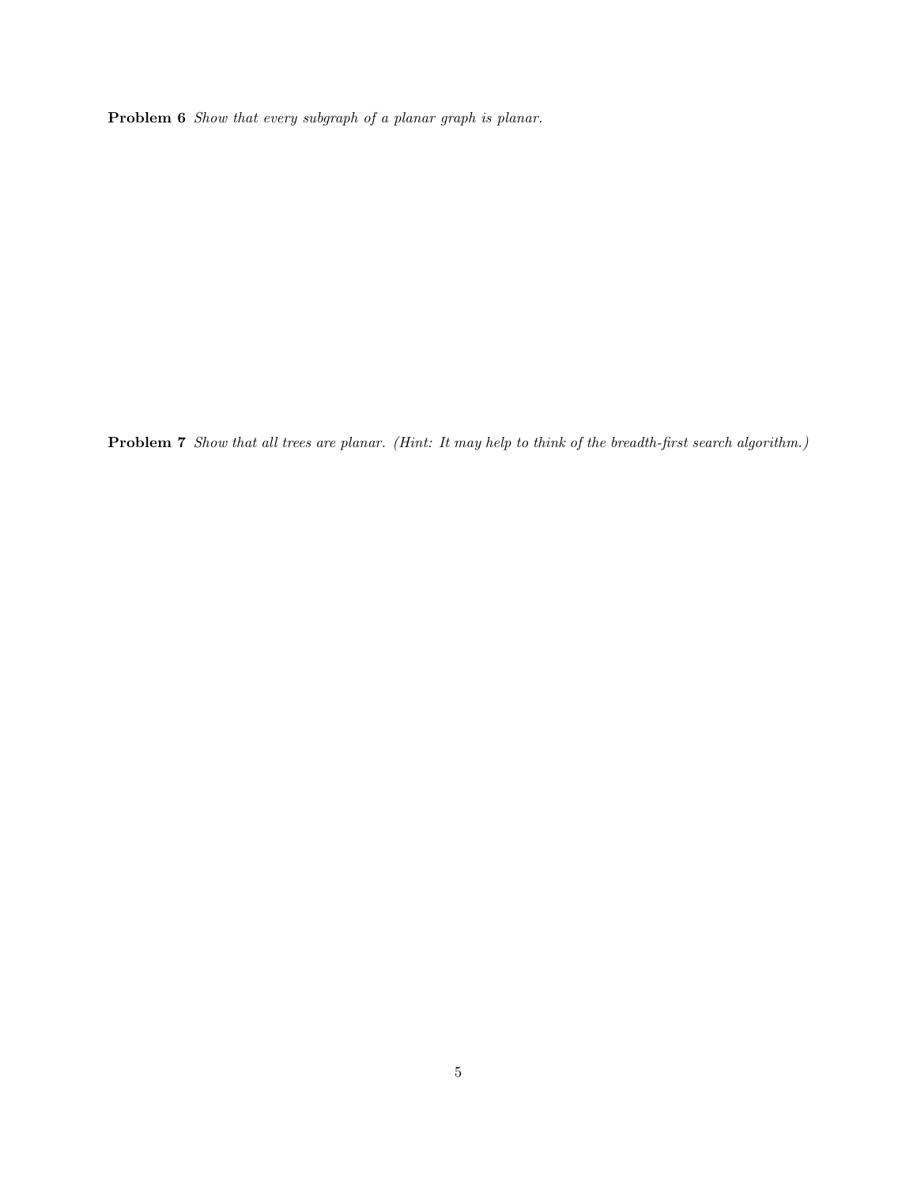**Problem 6** *Show that every subgraph of a planar graph is planar.*

**Problem 7** *Show that all trees are planar. (Hint: It may help to think of the breadth-first search algorithm.)*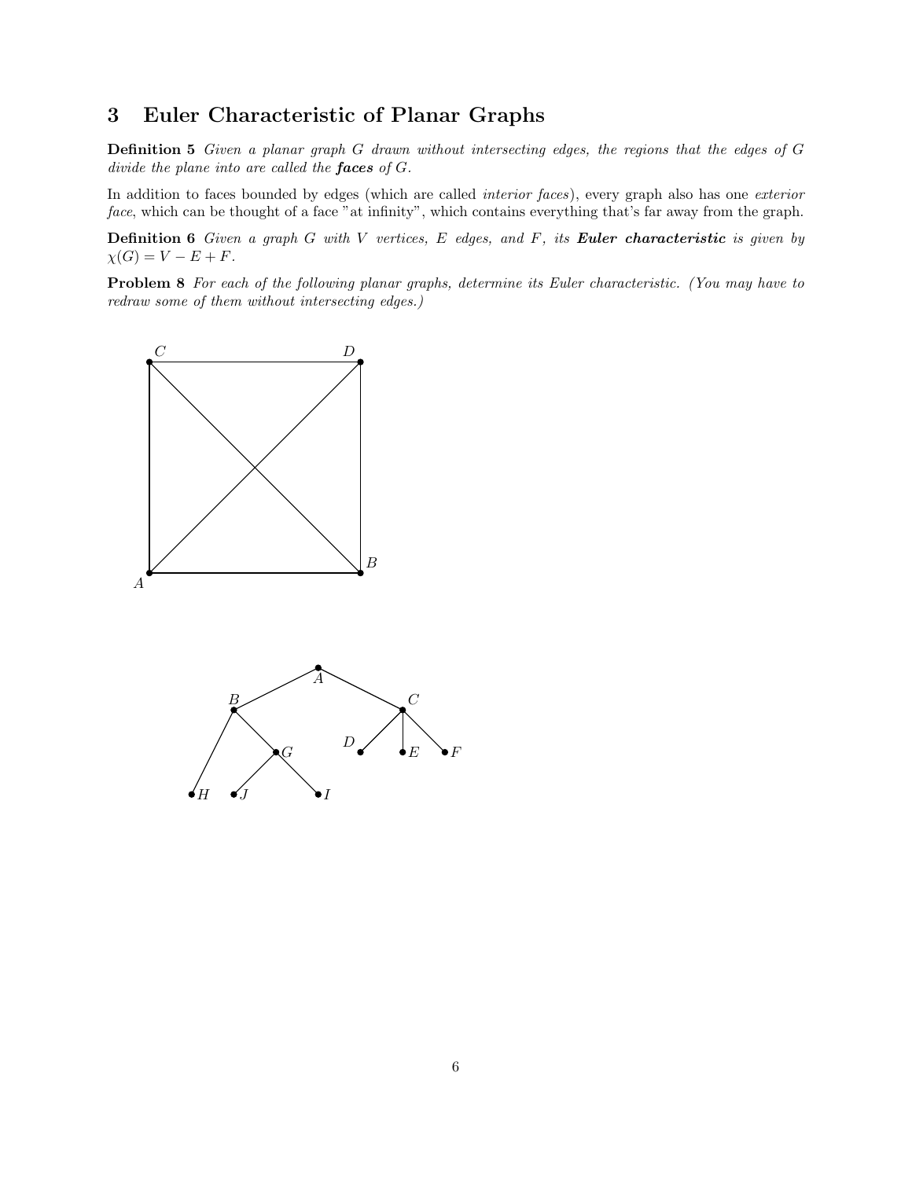## 3 Euler Characteristic of Planar Graphs

**Definition 5** *Given a planar graph G drawn without intersecting edges, the regions that the edges of G divide the plane into are called the* ***faces*** *of G.*

In addition to faces bounded by edges (which are called *interior faces*), every graph also has one *exterior face*, which can be thought of a face "at infinity", which contains everything that's far away from the graph.

**Definition 6** *Given a graph G with V vertices, E edges, and F, its* ***Euler characteristic*** *is given by* $\chi(G) = V - E + F$.

**Problem 8** *For each of the following planar graphs, determine its Euler characteristic. (You may have to redraw some of them without intersecting edges.)*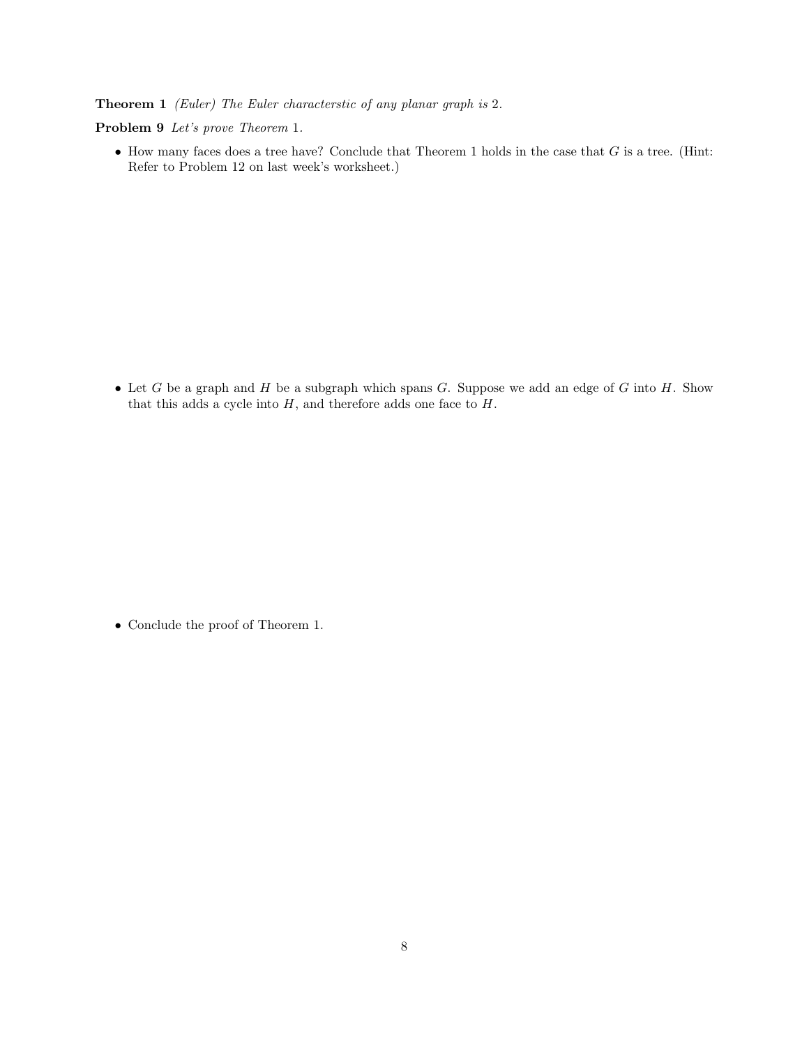**Theorem 1** *(Euler) The Euler characterstic of any planar graph is* 2*.*

**Problem 9** *Let's prove Theorem* 1*.*

- How many faces does a tree have? Conclude that Theorem 1 holds in the case that $G$ is a tree. (Hint: Refer to Problem 12 on last week's worksheet.)

- Let $G$ be a graph and $H$ be a subgraph which spans $G$. Suppose we add an edge of $G$ into $H$. Show that this adds a cycle into $H$, and therefore adds one face to $H$.

- Conclude the proof of Theorem 1.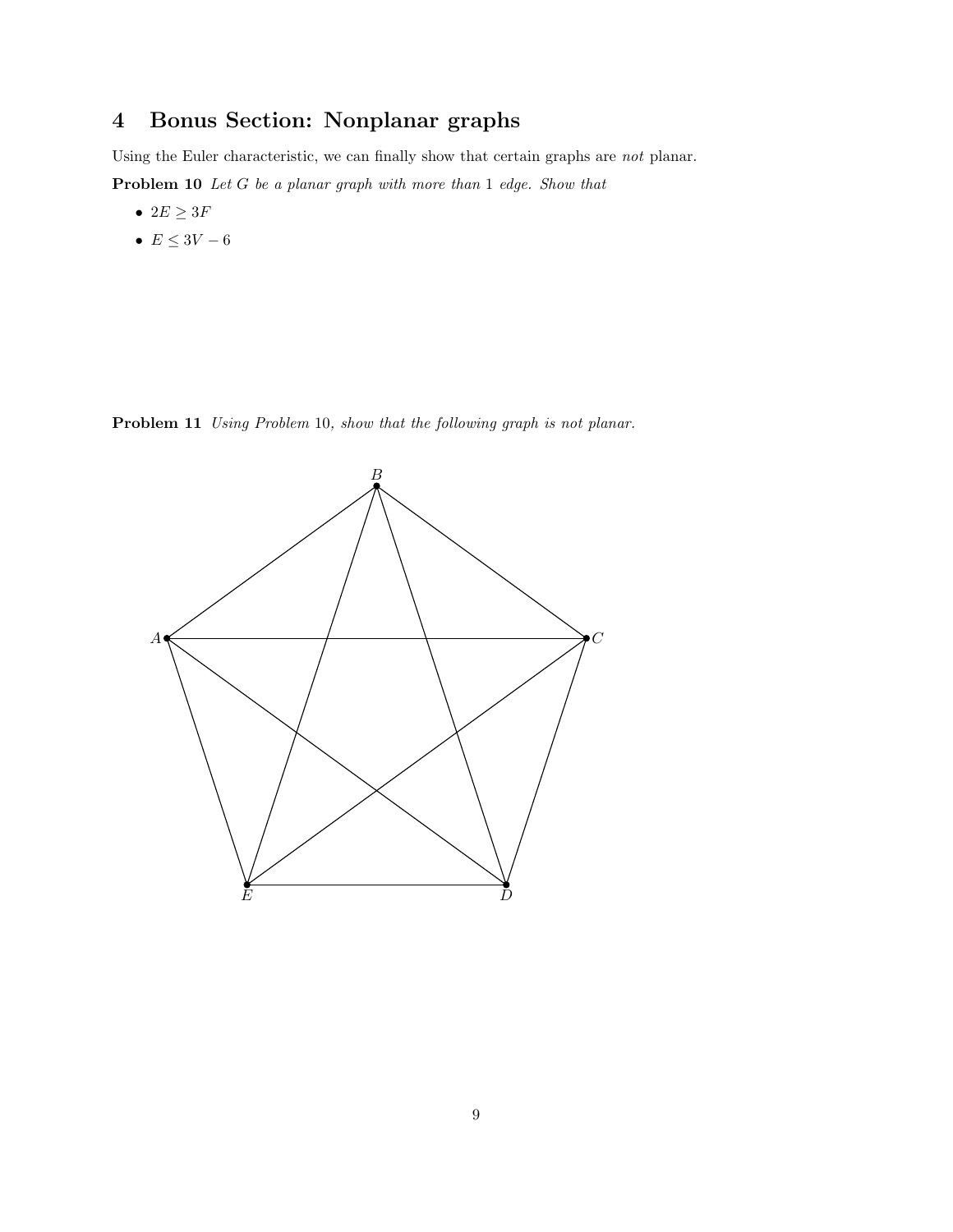## 4 Bonus Section: Nonplanar graphs

Using the Euler characteristic, we can finally show that certain graphs are *not* planar.

**Problem 10** *Let $G$ be a planar graph with more than 1 edge. Show that*

- $2E \geq 3F$
- $E \leq 3V - 6$

**Problem 11** *Using Problem 10, show that the following graph is not planar.*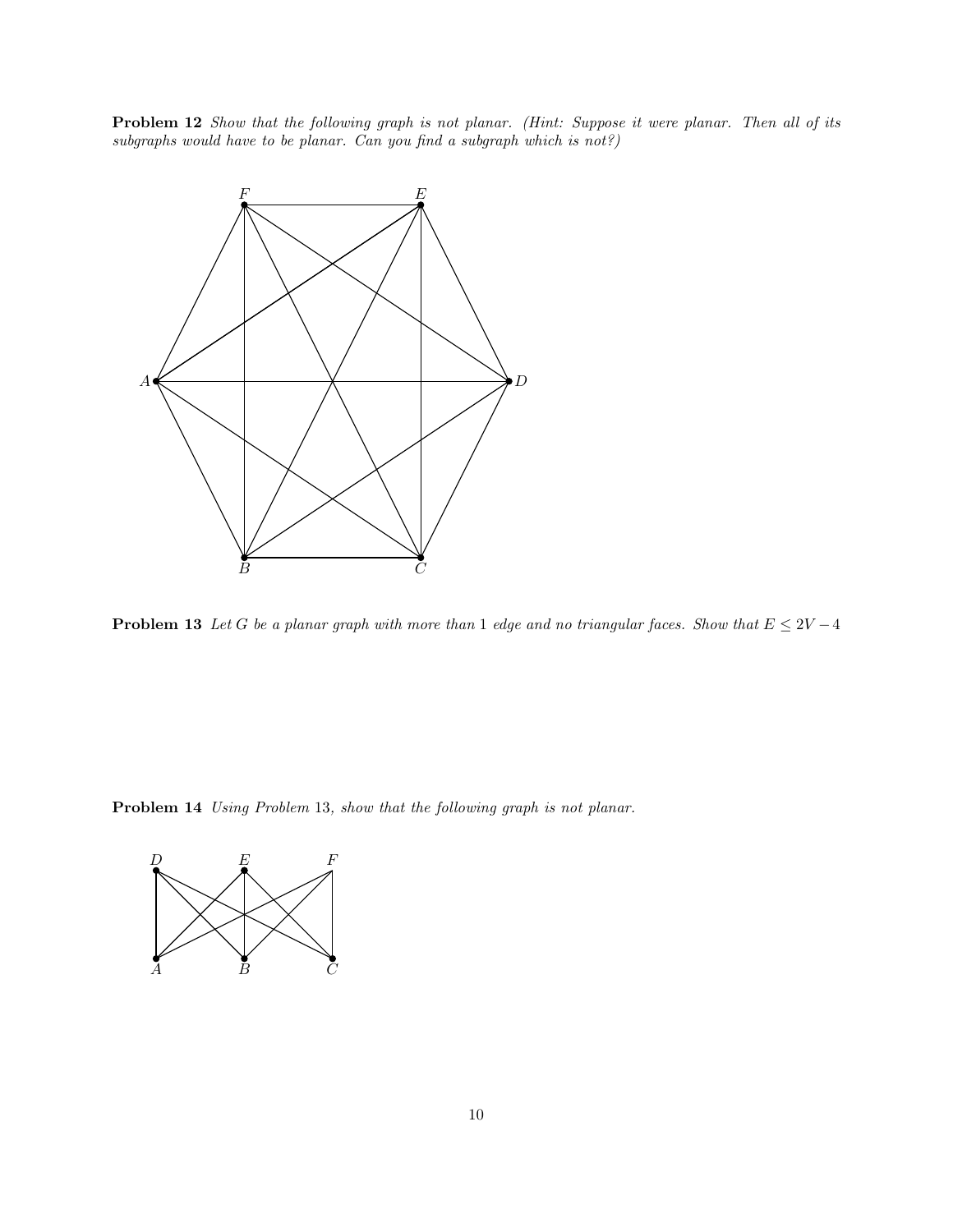**Problem 12** *Show that the following graph is not planar. (Hint: Suppose it were planar. Then all of its subgraphs would have to be planar. Can you find a subgraph which is not?)*

F
E
A
D
B
C

**Problem 13** *Let $G$ be a planar graph with more than 1 edge and no triangular faces. Show that $E \leq 2V - 4$*

**Problem 14** *Using Problem 13, show that the following graph is not planar.*

D
E
F
A
B
C